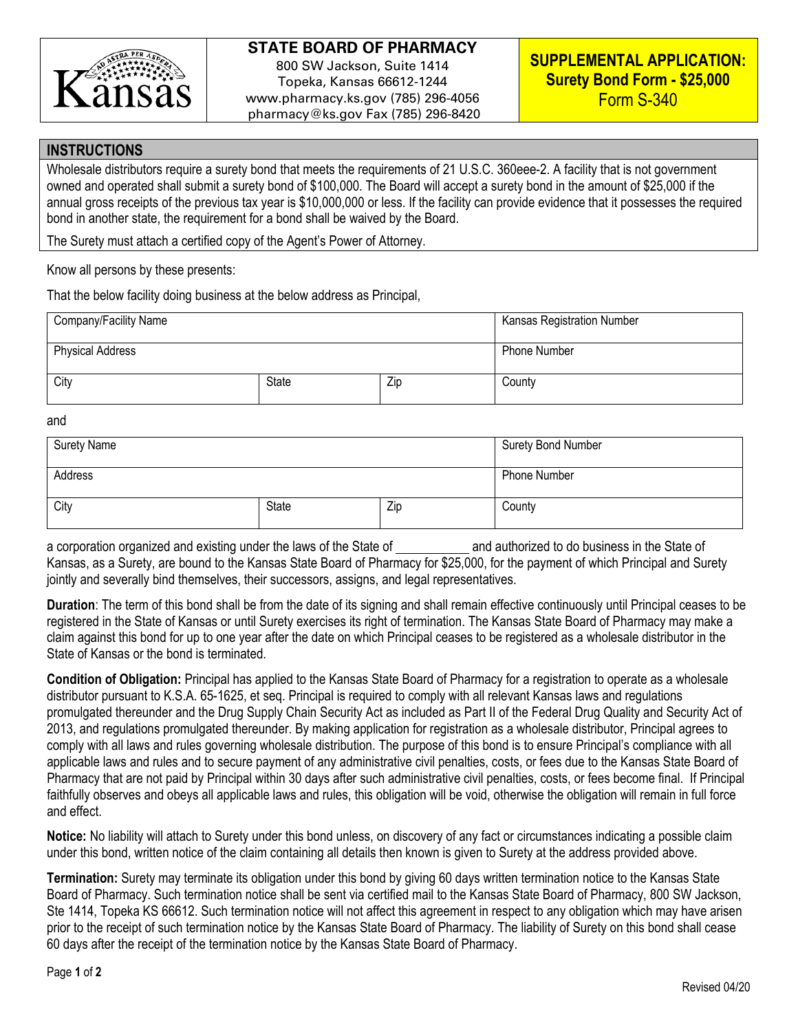Kansas

**STATE BOARD OF PHARMACY**
800 SW Jackson, Suite 1414
Topeka, Kansas 66612-1244
www.pharmacy.ks.gov (785) 296-4056
pharmacy@ks.gov Fax (785) 296-8420

**SUPPLEMENTAL APPLICATION: Surety Bond Form - $25,000**
Form S-340

## INSTRUCTIONS

Wholesale distributors require a surety bond that meets the requirements of 21 U.S.C. 360eee-2. A facility that is not government owned and operated shall submit a surety bond of $100,000. The Board will accept a surety bond in the amount of $25,000 if the annual gross receipts of the previous tax year is $10,000,000 or less. If the facility can provide evidence that it possesses the required bond in another state, the requirement for a bond shall be waived by the Board.

The Surety must attach a certified copy of the Agent's Power of Attorney.

Know all persons by these presents:

That the below facility doing business at the below address as Principal,

| Company/Facility Name | | | Kansas Registration Number |
|---|---|---|---|
| Physical Address | | | Phone Number |
| City | State | Zip | County |

and

| Surety Name | | | Surety Bond Number |
|---|---|---|---|
| Address | | | Phone Number |
| City | State | Zip | County |

a corporation organized and existing under the laws of the State of ___________ and authorized to do business in the State of Kansas, as a Surety, are bound to the Kansas State Board of Pharmacy for $25,000, for the payment of which Principal and Surety jointly and severally bind themselves, their successors, assigns, and legal representatives.

**Duration**: The term of this bond shall be from the date of its signing and shall remain effective continuously until Principal ceases to be registered in the State of Kansas or until Surety exercises its right of termination. The Kansas State Board of Pharmacy may make a claim against this bond for up to one year after the date on which Principal ceases to be registered as a wholesale distributor in the State of Kansas or the bond is terminated.

**Condition of Obligation:** Principal has applied to the Kansas State Board of Pharmacy for a registration to operate as a wholesale distributor pursuant to K.S.A. 65-1625, et seq. Principal is required to comply with all relevant Kansas laws and regulations promulgated thereunder and the Drug Supply Chain Security Act as included as Part II of the Federal Drug Quality and Security Act of 2013, and regulations promulgated thereunder. By making application for registration as a wholesale distributor, Principal agrees to comply with all laws and rules governing wholesale distribution. The purpose of this bond is to ensure Principal's compliance with all applicable laws and rules and to secure payment of any administrative civil penalties, costs, or fees due to the Kansas State Board of Pharmacy that are not paid by Principal within 30 days after such administrative civil penalties, costs, or fees become final. If Principal faithfully observes and obeys all applicable laws and rules, this obligation will be void, otherwise the obligation will remain in full force and effect.

**Notice:** No liability will attach to Surety under this bond unless, on discovery of any fact or circumstances indicating a possible claim under this bond, written notice of the claim containing all details then known is given to Surety at the address provided above.

**Termination:** Surety may terminate its obligation under this bond by giving 60 days written termination notice to the Kansas State Board of Pharmacy. Such termination notice shall be sent via certified mail to the Kansas State Board of Pharmacy, 800 SW Jackson, Ste 1414, Topeka KS 66612. Such termination notice will not affect this agreement in respect to any obligation which may have arisen prior to the receipt of such termination notice by the Kansas State Board of Pharmacy. The liability of Surety on this bond shall cease 60 days after the receipt of the termination notice by the Kansas State Board of Pharmacy.

Revised 04/20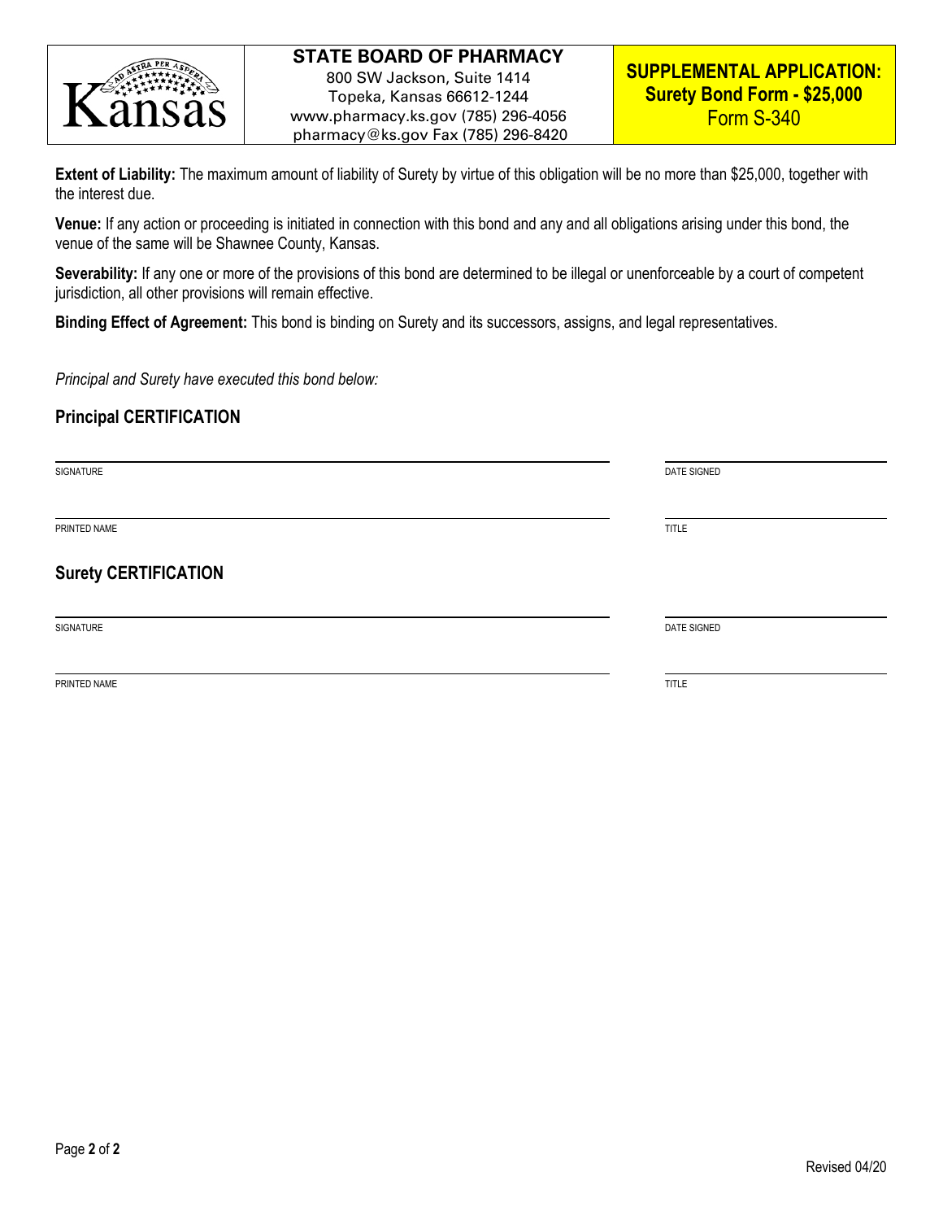**Extent of Liability:** The maximum amount of liability of Surety by virtue of this obligation will be no more than $25,000, together with the interest due.

**Venue:** If any action or proceeding is initiated in connection with this bond and any and all obligations arising under this bond, the venue of the same will be Shawnee County, Kansas.

**Severability:** If any one or more of the provisions of this bond are determined to be illegal or unenforceable by a court of competent jurisdiction, all other provisions will remain effective.

**Binding Effect of Agreement:** This bond is binding on Surety and its successors, assigns, and legal representatives.

*Principal and Surety have executed this bond below:*

## Principal CERTIFICATION

SIGNATURE ______________________ DATE SIGNED ______________________

PRINTED NAME ______________________ TITLE ______________________

## Surety CERTIFICATION

SIGNATURE ______________________ DATE SIGNED ______________________

PRINTED NAME ______________________ TITLE ______________________

Revised 04/20